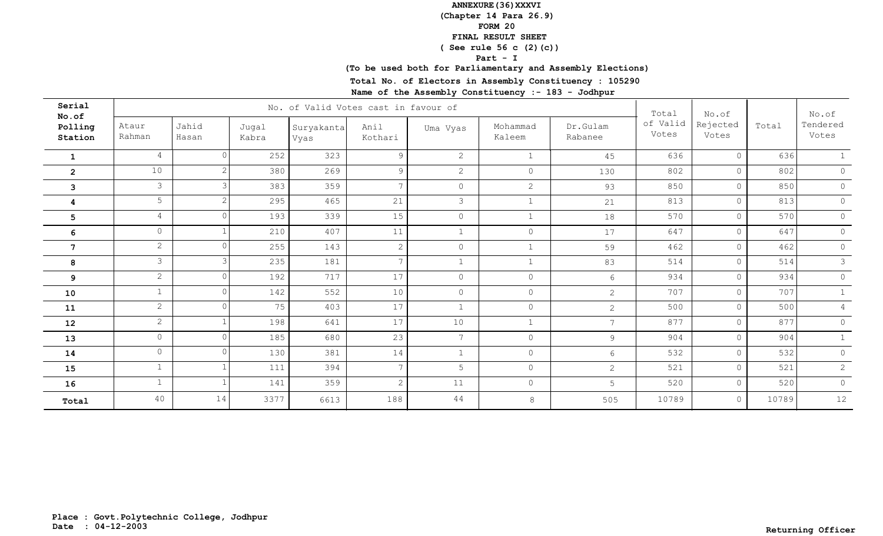**ANNEXURE(36)XXXVI**
**(Chapter 14 Para 26.9)**
**FORM 20**
**FINAL RESULT SHEET**
**( See rule 56 c (2)(c))**
**Part - I**
**(To be used both for Parliamentary and Assembly Elections)**
**Total No. of Electors in Assembly Constituency : 105290**
**Name of the Assembly Constituency :- 183 - Jodhpur**

| Serial No.of Polling Station | No. of Valid Votes cast in favour of | | | | | | | | Total of Valid Votes | No.of Rejected Votes | Total | No.of Tendered Votes |
|---|---|---|---|---|---|---|---|---|---|---|---|---|
| | Ataur Rahman | Jahid Hasan | Jugal Kabra | Suryakanta Vyas | Anil Kothari | Uma Vyas | Mohammad Kaleem | Dr.Gulam Rabanee | | | | |
| **1** | 4 | 0 | 252 | 323 | 9 | 2 | 1 | 45 | 636 | 0 | 636 | 1 |
| **2** | 10 | 2 | 380 | 269 | 9 | 2 | 0 | 130 | 802 | 0 | 802 | 0 |
| **3** | 3 | 3 | 383 | 359 | 7 | 0 | 2 | 93 | 850 | 0 | 850 | 0 |
| **4** | 5 | 2 | 295 | 465 | 21 | 3 | 1 | 21 | 813 | 0 | 813 | 0 |
| **5** | 4 | 0 | 193 | 339 | 15 | 0 | 1 | 18 | 570 | 0 | 570 | 0 |
| **6** | 0 | 1 | 210 | 407 | 11 | 1 | 0 | 17 | 647 | 0 | 647 | 0 |
| **7** | 2 | 0 | 255 | 143 | 2 | 0 | 1 | 59 | 462 | 0 | 462 | 0 |
| **8** | 3 | 3 | 235 | 181 | 7 | 1 | 1 | 83 | 514 | 0 | 514 | 3 |
| **9** | 2 | 0 | 192 | 717 | 17 | 0 | 0 | 6 | 934 | 0 | 934 | 0 |
| **10** | 1 | 0 | 142 | 552 | 10 | 0 | 0 | 2 | 707 | 0 | 707 | 1 |
| **11** | 2 | 0 | 75 | 403 | 17 | 1 | 0 | 2 | 500 | 0 | 500 | 4 |
| **12** | 2 | 1 | 198 | 641 | 17 | 10 | 1 | 7 | 877 | 0 | 877 | 0 |
| **13** | 0 | 0 | 185 | 680 | 23 | 7 | 0 | 9 | 904 | 0 | 904 | 1 |
| **14** | 0 | 0 | 130 | 381 | 14 | 1 | 0 | 6 | 532 | 0 | 532 | 0 |
| **15** | 1 | 1 | 111 | 394 | 7 | 5 | 0 | 2 | 521 | 0 | 521 | 2 |
| **16** | 1 | 1 | 141 | 359 | 2 | 11 | 0 | 5 | 520 | 0 | 520 | 0 |
| **Total** | 40 | 14 | 3377 | 6613 | 188 | 44 | 8 | 505 | 10789 | 0 | 10789 | 12 |

**Place : Govt.Polytechnic College, Jodhpur**
**Date : 04-12-2003**

**Returning Officer**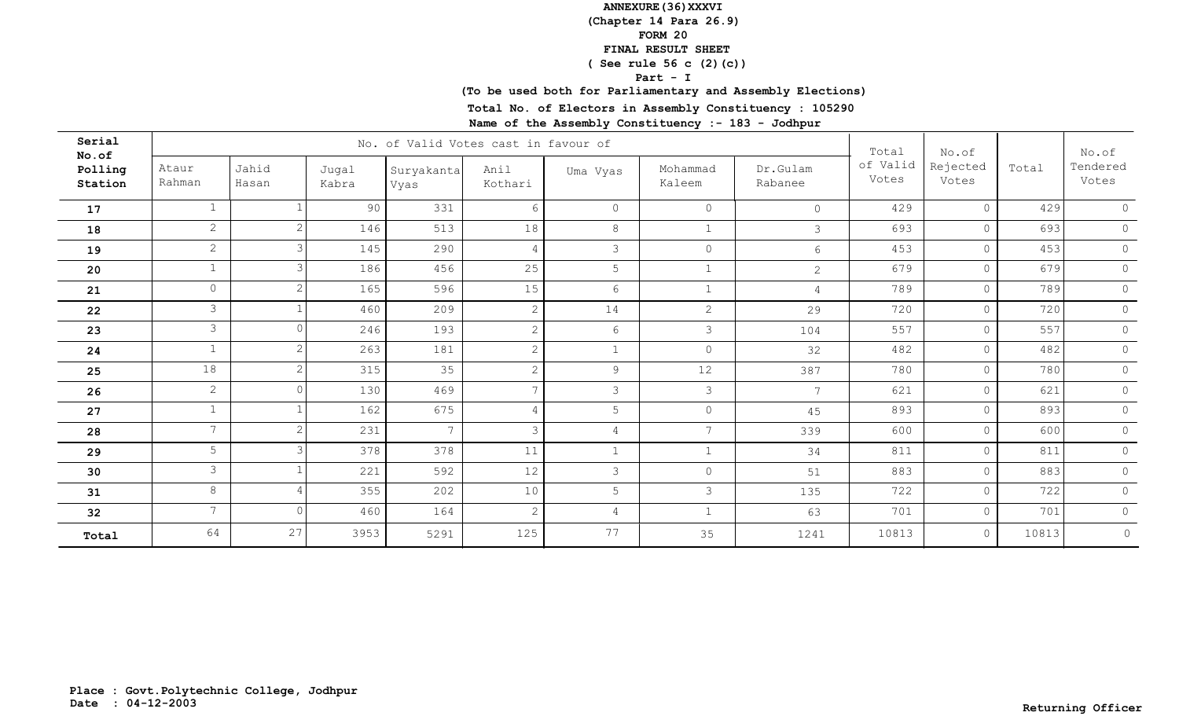**ANNEXURE(36)XXXVI**
**(Chapter 14 Para 26.9)**
**FORM 20**
**FINAL RESULT SHEET**
**( See rule 56 c (2)(c))**
**Part - I**
**(To be used both for Parliamentary and Assembly Elections)**
**Total No. of Electors in Assembly Constituency : 105290**
**Name of the Assembly Constituency :- 183 - Jodhpur**

| Serial No. of Polling Station | No. of Valid Votes cast in favour of | | | | | | | | Total of Valid Votes | No. of Rejected Votes | Total | No. of Tendered Votes |
|---|---|---|---|---|---|---|---|---|---|---|---|---|
| | Ataur Rahman | Jahid Hasan | Jugal Kabra | Suryakanta Vyas | Anil Kothari | Uma Vyas | Mohammad Kaleem | Dr.Gulam Rabanee | | | | |
| **17** | 1 | 1 | 90 | 331 | 6 | 0 | 0 | 0 | 429 | 0 | 429 | 0 |
| **18** | 2 | 2 | 146 | 513 | 18 | 8 | 1 | 3 | 693 | 0 | 693 | 0 |
| **19** | 2 | 3 | 145 | 290 | 4 | 3 | 0 | 6 | 453 | 0 | 453 | 0 |
| **20** | 1 | 3 | 186 | 456 | 25 | 5 | 1 | 2 | 679 | 0 | 679 | 0 |
| **21** | 0 | 2 | 165 | 596 | 15 | 6 | 1 | 4 | 789 | 0 | 789 | 0 |
| **22** | 3 | 1 | 460 | 209 | 2 | 14 | 2 | 29 | 720 | 0 | 720 | 0 |
| **23** | 3 | 0 | 246 | 193 | 2 | 6 | 3 | 104 | 557 | 0 | 557 | 0 |
| **24** | 1 | 2 | 263 | 181 | 2 | 1 | 0 | 32 | 482 | 0 | 482 | 0 |
| **25** | 18 | 2 | 315 | 35 | 2 | 9 | 12 | 387 | 780 | 0 | 780 | 0 |
| **26** | 2 | 0 | 130 | 469 | 7 | 3 | 3 | 7 | 621 | 0 | 621 | 0 |
| **27** | 1 | 1 | 162 | 675 | 4 | 5 | 0 | 45 | 893 | 0 | 893 | 0 |
| **28** | 7 | 2 | 231 | 7 | 3 | 4 | 7 | 339 | 600 | 0 | 600 | 0 |
| **29** | 5 | 3 | 378 | 378 | 11 | 1 | 1 | 34 | 811 | 0 | 811 | 0 |
| **30** | 3 | 1 | 221 | 592 | 12 | 3 | 0 | 51 | 883 | 0 | 883 | 0 |
| **31** | 8 | 4 | 355 | 202 | 10 | 5 | 3 | 135 | 722 | 0 | 722 | 0 |
| **32** | 7 | 0 | 460 | 164 | 2 | 4 | 1 | 63 | 701 | 0 | 701 | 0 |
| **Total** | 64 | 27 | 3953 | 5291 | 125 | 77 | 35 | 1241 | 10813 | 0 | 10813 | 0 |

**Place : Govt.Polytechnic College, Jodhpur**
**Date : 04-12-2003**

**Returning Officer**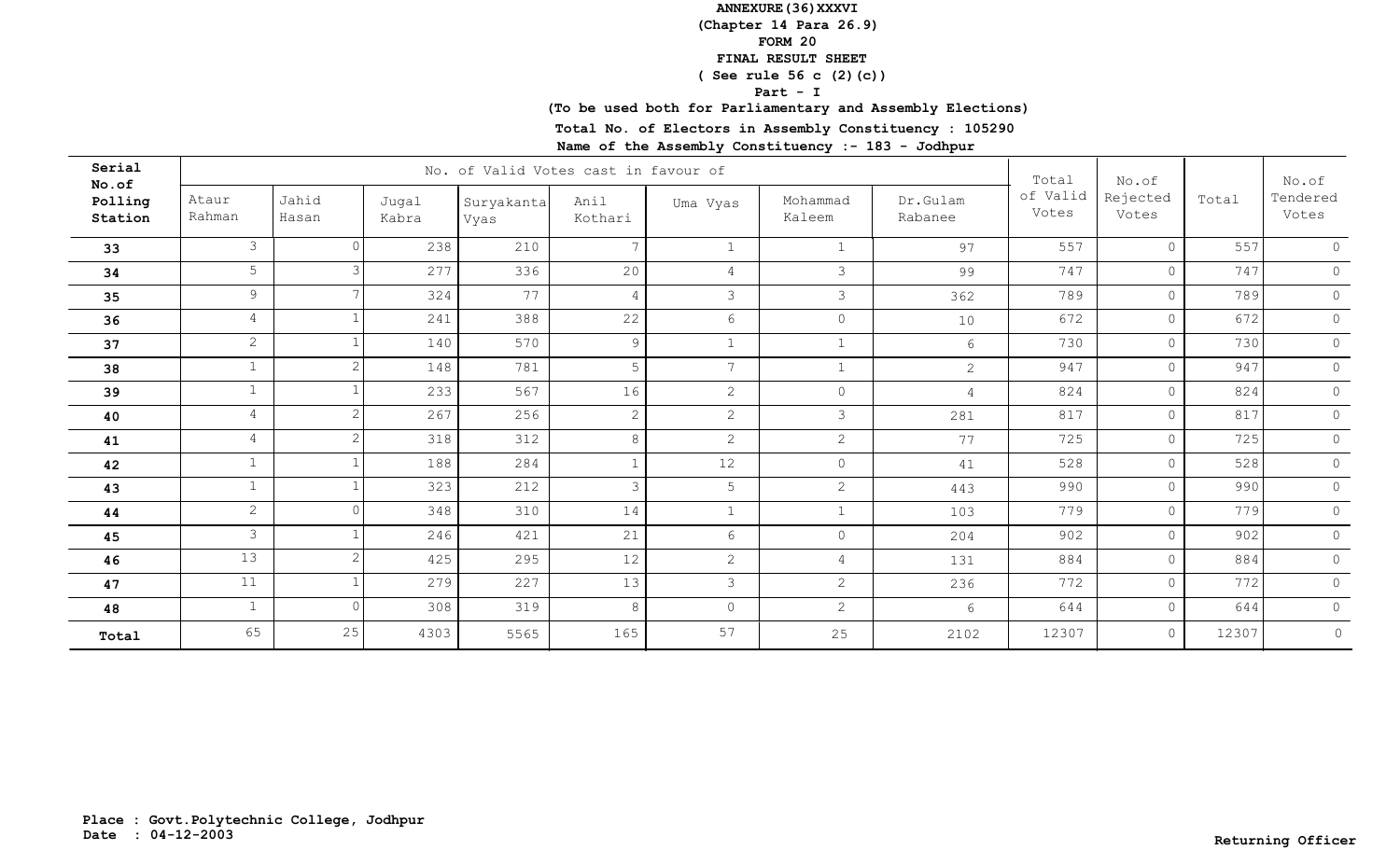**ANNEXURE(36)XXXVI**

**(Chapter 14 Para 26.9)**

**FORM 20**

**FINAL RESULT SHEET**

**( See rule 56 c (2)(c))**

**Part - I**

**(To be used both for Parliamentary and Assembly Elections)**

**Total No. of Electors in Assembly Constituency : 105290**

**Name of the Assembly Constituency :- 183 - Jodhpur**

| Serial No.of Polling Station | No. of Valid Votes cast in favour of | | | | | | | | Total of Valid Votes | No.of Rejected Votes | Total | No.of Tendered Votes |
|---|---|---|---|---|---|---|---|---|---|---|---|---|
| | Ataur Rahman | Jahid Hasan | Jugal Kabra | Suryakanta Vyas | Anil Kothari | Uma Vyas | Mohammad Kaleem | Dr.Gulam Rabanee | | | | |
| **33** | 3 | 0 | 238 | 210 | 7 | 1 | 1 | 97 | 557 | 0 | 557 | 0 |
| **34** | 5 | 3 | 277 | 336 | 20 | 4 | 3 | 99 | 747 | 0 | 747 | 0 |
| **35** | 9 | 7 | 324 | 77 | 4 | 3 | 3 | 362 | 789 | 0 | 789 | 0 |
| **36** | 4 | 1 | 241 | 388 | 22 | 6 | 0 | 10 | 672 | 0 | 672 | 0 |
| **37** | 2 | 1 | 140 | 570 | 9 | 1 | 1 | 6 | 730 | 0 | 730 | 0 |
| **38** | 1 | 2 | 148 | 781 | 5 | 7 | 1 | 2 | 947 | 0 | 947 | 0 |
| **39** | 1 | 1 | 233 | 567 | 16 | 2 | 0 | 4 | 824 | 0 | 824 | 0 |
| **40** | 4 | 2 | 267 | 256 | 2 | 2 | 3 | 281 | 817 | 0 | 817 | 0 |
| **41** | 4 | 2 | 318 | 312 | 8 | 2 | 2 | 77 | 725 | 0 | 725 | 0 |
| **42** | 1 | 1 | 188 | 284 | 1 | 12 | 0 | 41 | 528 | 0 | 528 | 0 |
| **43** | 1 | 1 | 323 | 212 | 3 | 5 | 2 | 443 | 990 | 0 | 990 | 0 |
| **44** | 2 | 0 | 348 | 310 | 14 | 1 | 1 | 103 | 779 | 0 | 779 | 0 |
| **45** | 3 | 1 | 246 | 421 | 21 | 6 | 0 | 204 | 902 | 0 | 902 | 0 |
| **46** | 13 | 2 | 425 | 295 | 12 | 2 | 4 | 131 | 884 | 0 | 884 | 0 |
| **47** | 11 | 1 | 279 | 227 | 13 | 3 | 2 | 236 | 772 | 0 | 772 | 0 |
| **48** | 1 | 0 | 308 | 319 | 8 | 0 | 2 | 6 | 644 | 0 | 644 | 0 |
| **Total** | 65 | 25 | 4303 | 5565 | 165 | 57 | 25 | 2102 | 12307 | 0 | 12307 | 0 |

**Place : Govt.Polytechnic College, Jodhpur**
**Date : 04-12-2003**

**Returning Officer**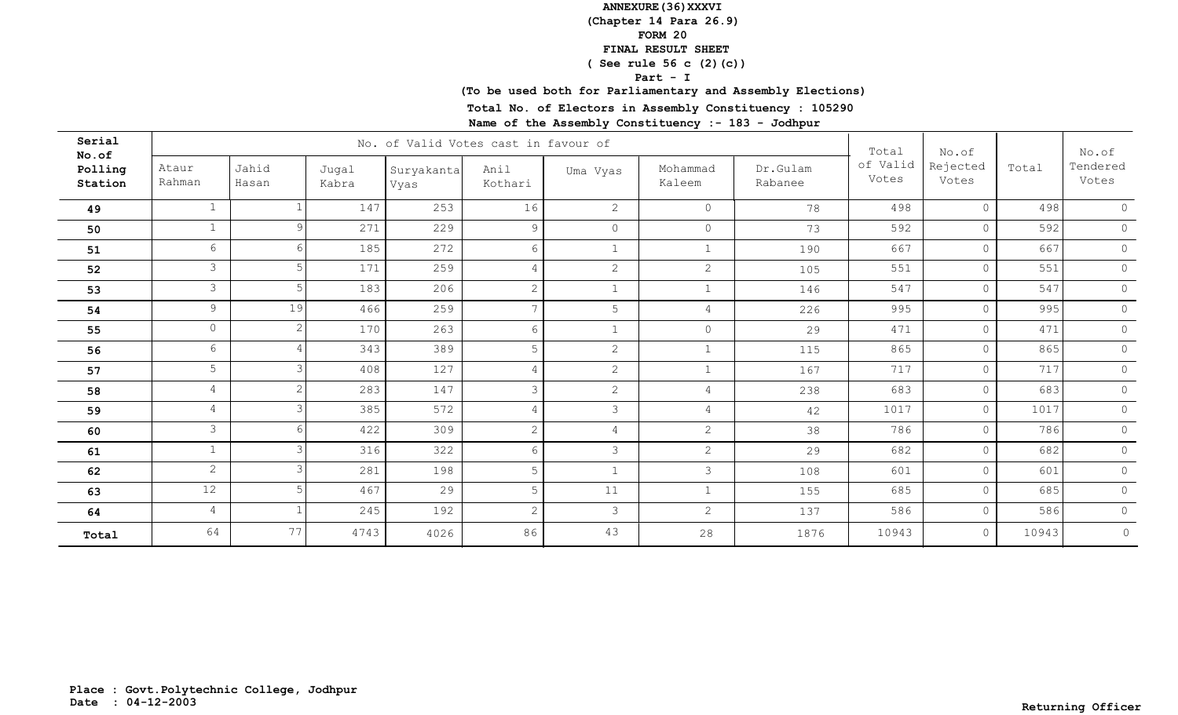**ANNEXURE(36)XXXVI**
**(Chapter 14 Para 26.9)**
**FORM 20**
**FINAL RESULT SHEET**
**( See rule 56 c (2)(c))**
**Part - I**
**(To be used both for Parliamentary and Assembly Elections)**
**Total No. of Electors in Assembly Constituency : 105290**
**Name of the Assembly Constituency :- 183 - Jodhpur**

| Serial No.of Polling Station | No. of Valid Votes cast in favour of | | | | | | | | Total of Valid Votes | No.of Rejected Votes | Total | No.of Tendered Votes |
|---|---|---|---|---|---|---|---|---|---|---|---|---|
| | Ataur Rahman | Jahid Hasan | Jugal Kabra | Suryakanta Vyas | Anil Kothari | Uma Vyas | Mohammad Kaleem | Dr.Gulam Rabanee | | | | |
| 49 | 1 | 1 | 147 | 253 | 16 | 2 | 0 | 78 | 498 | 0 | 498 | 0 |
| 50 | 1 | 9 | 271 | 229 | 9 | 0 | 0 | 73 | 592 | 0 | 592 | 0 |
| 51 | 6 | 6 | 185 | 272 | 6 | 1 | 1 | 190 | 667 | 0 | 667 | 0 |
| 52 | 3 | 5 | 171 | 259 | 4 | 2 | 2 | 105 | 551 | 0 | 551 | 0 |
| 53 | 3 | 5 | 183 | 206 | 2 | 1 | 1 | 146 | 547 | 0 | 547 | 0 |
| 54 | 9 | 19 | 466 | 259 | 7 | 5 | 4 | 226 | 995 | 0 | 995 | 0 |
| 55 | 0 | 2 | 170 | 263 | 6 | 1 | 0 | 29 | 471 | 0 | 471 | 0 |
| 56 | 6 | 4 | 343 | 389 | 5 | 2 | 1 | 115 | 865 | 0 | 865 | 0 |
| 57 | 5 | 3 | 408 | 127 | 4 | 2 | 1 | 167 | 717 | 0 | 717 | 0 |
| 58 | 4 | 2 | 283 | 147 | 3 | 2 | 4 | 238 | 683 | 0 | 683 | 0 |
| 59 | 4 | 3 | 385 | 572 | 4 | 3 | 4 | 42 | 1017 | 0 | 1017 | 0 |
| 60 | 3 | 6 | 422 | 309 | 2 | 4 | 2 | 38 | 786 | 0 | 786 | 0 |
| 61 | 1 | 3 | 316 | 322 | 6 | 3 | 2 | 29 | 682 | 0 | 682 | 0 |
| 62 | 2 | 3 | 281 | 198 | 5 | 1 | 3 | 108 | 601 | 0 | 601 | 0 |
| 63 | 12 | 5 | 467 | 29 | 5 | 11 | 1 | 155 | 685 | 0 | 685 | 0 |
| 64 | 4 | 1 | 245 | 192 | 2 | 3 | 2 | 137 | 586 | 0 | 586 | 0 |
| **Total** | 64 | 77 | 4743 | 4026 | 86 | 43 | 28 | 1876 | 10943 | 0 | 10943 | 0 |

**Place : Govt.Polytechnic College, Jodhpur**
**Date : 04-12-2003**

**Returning Officer**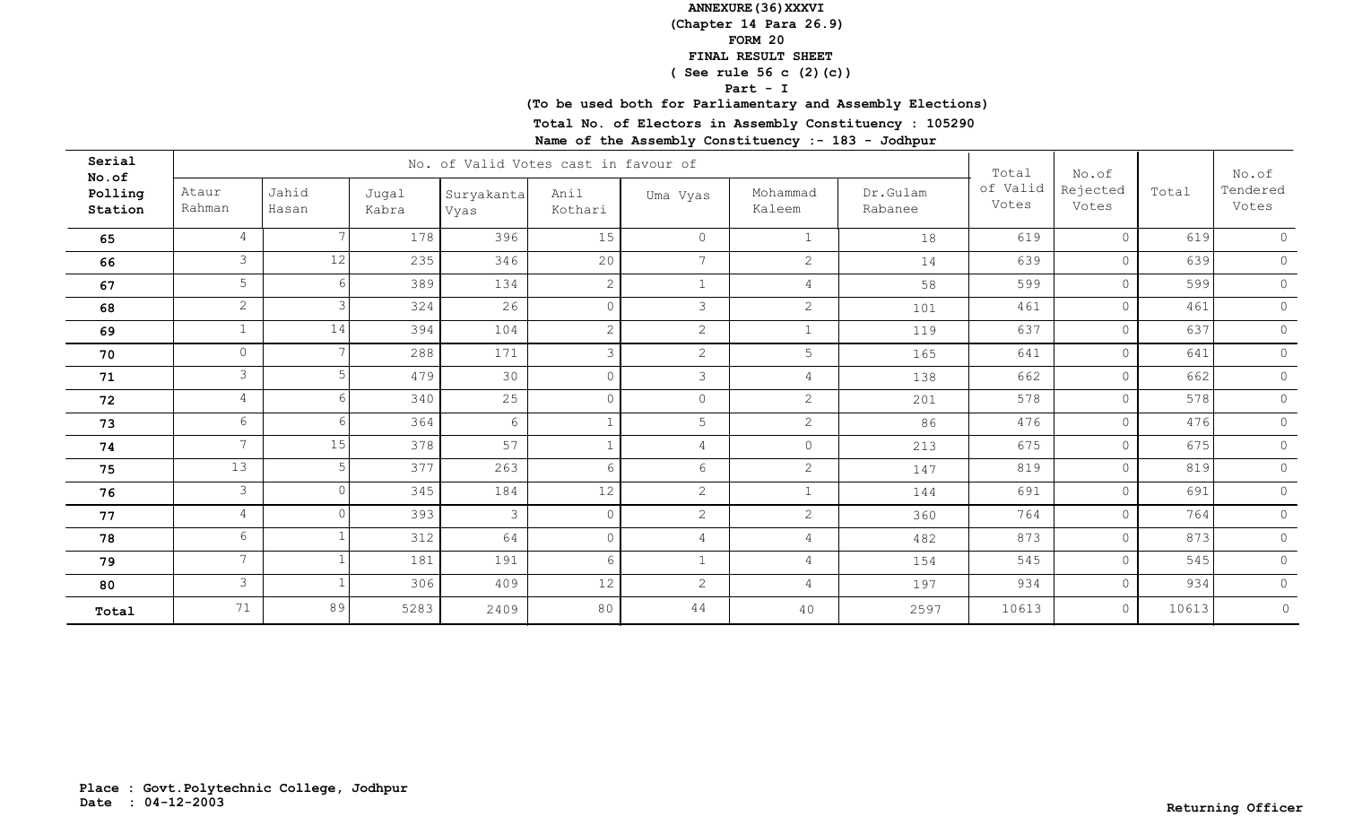**ANNEXURE(36)XXXVI**
**(Chapter 14 Para 26.9)**
**FORM 20**
**FINAL RESULT SHEET**
**( See rule 56 c (2)(c))**
**Part - I**
**(To be used both for Parliamentary and Assembly Elections)**
**Total No. of Electors in Assembly Constituency : 105290**
**Name of the Assembly Constituency :- 183 - Jodhpur**

| Serial No.of Polling Station | No. of Valid Votes cast in favour of | | | | | | | | Total of Valid Votes | No.of Rejected Votes | Total | No.of Tendered Votes |
|---|---|---|---|---|---|---|---|---|---|---|---|---|
| | Ataur Rahman | Jahid Hasan | Jugal Kabra | Suryakanta Vyas | Anil Kothari | Uma Vyas | Mohammad Kaleem | Dr.Gulam Rabanee | | | | |
| **65** | 4 | 7 | 178 | 396 | 15 | 0 | 1 | 18 | 619 | 0 | 619 | 0 |
| **66** | 3 | 12 | 235 | 346 | 20 | 7 | 2 | 14 | 639 | 0 | 639 | 0 |
| **67** | 5 | 6 | 389 | 134 | 2 | 1 | 4 | 58 | 599 | 0 | 599 | 0 |
| **68** | 2 | 3 | 324 | 26 | 0 | 3 | 2 | 101 | 461 | 0 | 461 | 0 |
| **69** | 1 | 14 | 394 | 104 | 2 | 2 | 1 | 119 | 637 | 0 | 637 | 0 |
| **70** | 0 | 7 | 288 | 171 | 3 | 2 | 5 | 165 | 641 | 0 | 641 | 0 |
| **71** | 3 | 5 | 479 | 30 | 0 | 3 | 4 | 138 | 662 | 0 | 662 | 0 |
| **72** | 4 | 6 | 340 | 25 | 0 | 0 | 2 | 201 | 578 | 0 | 578 | 0 |
| **73** | 6 | 6 | 364 | 6 | 1 | 5 | 2 | 86 | 476 | 0 | 476 | 0 |
| **74** | 7 | 15 | 378 | 57 | 1 | 4 | 0 | 213 | 675 | 0 | 675 | 0 |
| **75** | 13 | 5 | 377 | 263 | 6 | 6 | 2 | 147 | 819 | 0 | 819 | 0 |
| **76** | 3 | 0 | 345 | 184 | 12 | 2 | 1 | 144 | 691 | 0 | 691 | 0 |
| **77** | 4 | 0 | 393 | 3 | 0 | 2 | 2 | 360 | 764 | 0 | 764 | 0 |
| **78** | 6 | 1 | 312 | 64 | 0 | 4 | 4 | 482 | 873 | 0 | 873 | 0 |
| **79** | 7 | 1 | 181 | 191 | 6 | 1 | 4 | 154 | 545 | 0 | 545 | 0 |
| **80** | 3 | 1 | 306 | 409 | 12 | 2 | 4 | 197 | 934 | 0 | 934 | 0 |
| **Total** | 71 | 89 | 5283 | 2409 | 80 | 44 | 40 | 2597 | 10613 | 0 | 10613 | 0 |

**Place : Govt.Polytechnic College, Jodhpur**
**Date : 04-12-2003**

**Returning Officer**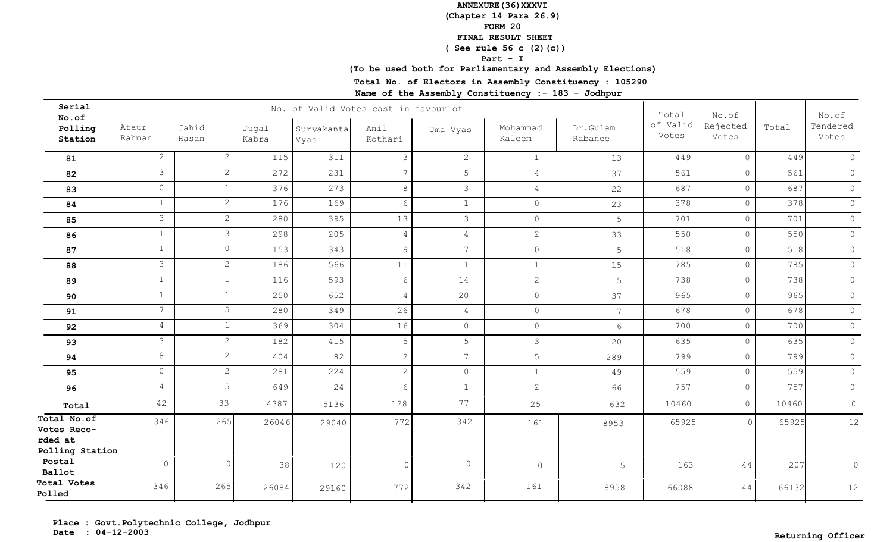**ANNEXURE(36)XXXVI**
**(Chapter 14 Para 26.9)**
**FORM 20**
**FINAL RESULT SHEET**
**( See rule 56 c (2)(c))**
**Part - I**
**(To be used both for Parliamentary and Assembly Elections)**

**Total No. of Electors in Assembly Constituency : 105290**

**Name of the Assembly Constituency :- 183 - Jodhpur**

| Serial No.of Polling Station | No. of Valid Votes cast in favour of | | | | | | | | Total of Valid Votes | No.of Rejected Votes | Total | No.of Tendered Votes |
|---|---|---|---|---|---|---|---|---|---|---|---|---|
| | Ataur Rahman | Jahid Hasan | Jugal Kabra | Suryakanta Vyas | Anil Kothari | Uma Vyas | Mohammad Kaleem | Dr.Gulam Rabanee | | | | |
| 81 | 2 | 2 | 115 | 311 | 3 | 2 | 1 | 13 | 449 | 0 | 449 | 0 |
| 82 | 3 | 2 | 272 | 231 | 7 | 5 | 4 | 37 | 561 | 0 | 561 | 0 |
| 83 | 0 | 1 | 376 | 273 | 8 | 3 | 4 | 22 | 687 | 0 | 687 | 0 |
| 84 | 1 | 2 | 176 | 169 | 6 | 1 | 0 | 23 | 378 | 0 | 378 | 0 |
| 85 | 3 | 2 | 280 | 395 | 13 | 3 | 0 | 5 | 701 | 0 | 701 | 0 |
| 86 | 1 | 3 | 298 | 205 | 4 | 4 | 2 | 33 | 550 | 0 | 550 | 0 |
| 87 | 1 | 0 | 153 | 343 | 9 | 7 | 0 | 5 | 518 | 0 | 518 | 0 |
| 88 | 3 | 2 | 186 | 566 | 11 | 1 | 1 | 15 | 785 | 0 | 785 | 0 |
| 89 | 1 | 1 | 116 | 593 | 6 | 14 | 2 | 5 | 738 | 0 | 738 | 0 |
| 90 | 1 | 1 | 250 | 652 | 4 | 20 | 0 | 37 | 965 | 0 | 965 | 0 |
| 91 | 7 | 5 | 280 | 349 | 26 | 4 | 0 | 7 | 678 | 0 | 678 | 0 |
| 92 | 4 | 1 | 369 | 304 | 16 | 0 | 0 | 6 | 700 | 0 | 700 | 0 |
| 93 | 3 | 2 | 182 | 415 | 5 | 5 | 3 | 20 | 635 | 0 | 635 | 0 |
| 94 | 8 | 2 | 404 | 82 | 2 | 7 | 5 | 289 | 799 | 0 | 799 | 0 |
| 95 | 0 | 2 | 281 | 224 | 2 | 0 | 1 | 49 | 559 | 0 | 559 | 0 |
| 96 | 4 | 5 | 649 | 24 | 6 | 1 | 2 | 66 | 757 | 0 | 757 | 0 |
| Total | 42 | 33 | 4387 | 5136 | 128 | 77 | 25 | 632 | 10460 | 0 | 10460 | 0 |
| Total No.of Votes Reco-rded at Polling Station | 346 | 265 | 26046 | 29040 | 772 | 342 | 161 | 8953 | 65925 | 0 | 65925 | 12 |
| Postal Ballot | 0 | 0 | 38 | 120 | 0 | 0 | 0 | 5 | 163 | 44 | 207 | 0 |
| Total Votes Polled | 346 | 265 | 26084 | 29160 | 772 | 342 | 161 | 8958 | 66088 | 44 | 66132 | 12 |

**Place : Govt.Polytechnic College, Jodhpur**
**Date : 04-12-2003**

**Returning Officer**